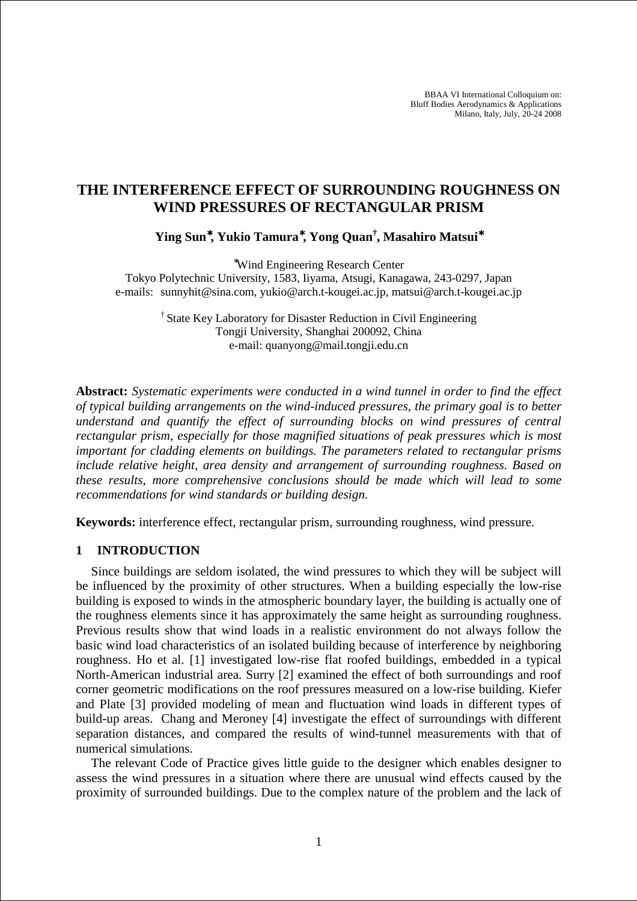BBAA VI International Colloquium on:
Bluff Bodies Aerodynamics & Applications
Milano, Italy, July, 20-24 2008

# THE INTERFERENCE EFFECT OF SURROUNDING ROUGHNESS ON WIND PRESSURES OF RECTANGULAR PRISM

**Ying Sun[*], Yukio Tamura[*], Yong Quan[†], Masahiro Matsui[*]**

[*] Wind Engineering Research Center
Tokyo Polytechnic University, 1583, Iiyama, Atsugi, Kanagawa, 243-0297, Japan
e-mails: sunnyhit@sina.com, yukio@arch.t-kougei.ac.jp, matsui@arch.t-kougei.ac.jp

[†] State Key Laboratory for Disaster Reduction in Civil Engineering
Tongji University, Shanghai 200092, China
e-mail: quanyong@mail.tongji.edu.cn

**Abstract:** *Systematic experiments were conducted in a wind tunnel in order to find the effect of typical building arrangements on the wind-induced pressures, the primary goal is to better understand and quantify the effect of surrounding blocks on wind pressures of central rectangular prism, especially for those magnified situations of peak pressures which is most important for cladding elements on buildings. The parameters related to rectangular prisms include relative height, area density and arrangement of surrounding roughness. Based on these results, more comprehensive conclusions should be made which will lead to some recommendations for wind standards or building design.*

**Keywords:** interference effect, rectangular prism, surrounding roughness, wind pressure.

## 1 INTRODUCTION

Since buildings are seldom isolated, the wind pressures to which they will be subject will be influenced by the proximity of other structures. When a building especially the low-rise building is exposed to winds in the atmospheric boundary layer, the building is actually one of the roughness elements since it has approximately the same height as surrounding roughness. Previous results show that wind loads in a realistic environment do not always follow the basic wind load characteristics of an isolated building because of interference by neighboring roughness. Ho et al. [1] investigated low-rise flat roofed buildings, embedded in a typical North-American industrial area. Surry [2] examined the effect of both surroundings and roof corner geometric modifications on the roof pressures measured on a low-rise building. Kiefer and Plate [3] provided modeling of mean and fluctuation wind loads in different types of build-up areas. Chang and Meroney [4] investigate the effect of surroundings with different separation distances, and compared the results of wind-tunnel measurements with that of numerical simulations.

The relevant Code of Practice gives little guide to the designer which enables designer to assess the wind pressures in a situation where there are unusual wind effects caused by the proximity of surrounded buildings. Due to the complex nature of the problem and the lack of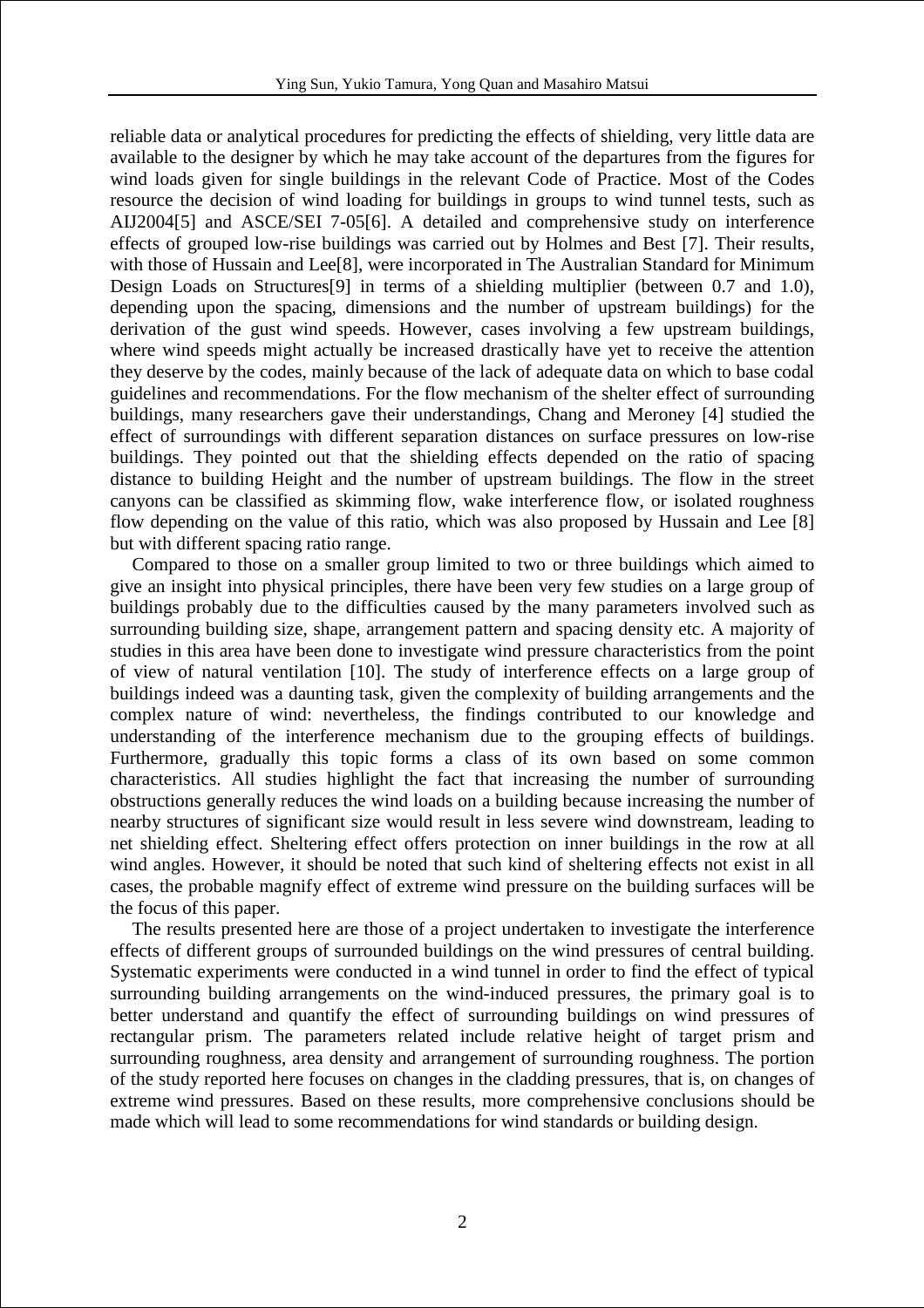reliable data or analytical procedures for predicting the effects of shielding, very little data are available to the designer by which he may take account of the departures from the figures for wind loads given for single buildings in the relevant Code of Practice. Most of the Codes resource the decision of wind loading for buildings in groups to wind tunnel tests, such as AIJ2004[5] and ASCE/SEI 7-05[6]. A detailed and comprehensive study on interference effects of grouped low-rise buildings was carried out by Holmes and Best [7]. Their results, with those of Hussain and Lee[8], were incorporated in The Australian Standard for Minimum Design Loads on Structures[9] in terms of a shielding multiplier (between 0.7 and 1.0), depending upon the spacing, dimensions and the number of upstream buildings) for the derivation of the gust wind speeds. However, cases involving a few upstream buildings, where wind speeds might actually be increased drastically have yet to receive the attention they deserve by the codes, mainly because of the lack of adequate data on which to base codal guidelines and recommendations. For the flow mechanism of the shelter effect of surrounding buildings, many researchers gave their understandings, Chang and Meroney [4] studied the effect of surroundings with different separation distances on surface pressures on low-rise buildings. They pointed out that the shielding effects depended on the ratio of spacing distance to building Height and the number of upstream buildings. The flow in the street canyons can be classified as skimming flow, wake interference flow, or isolated roughness flow depending on the value of this ratio, which was also proposed by Hussain and Lee [8] but with different spacing ratio range.

Compared to those on a smaller group limited to two or three buildings which aimed to give an insight into physical principles, there have been very few studies on a large group of buildings probably due to the difficulties caused by the many parameters involved such as surrounding building size, shape, arrangement pattern and spacing density etc. A majority of studies in this area have been done to investigate wind pressure characteristics from the point of view of natural ventilation [10]. The study of interference effects on a large group of buildings indeed was a daunting task, given the complexity of building arrangements and the complex nature of wind: nevertheless, the findings contributed to our knowledge and understanding of the interference mechanism due to the grouping effects of buildings. Furthermore, gradually this topic forms a class of its own based on some common characteristics. All studies highlight the fact that increasing the number of surrounding obstructions generally reduces the wind loads on a building because increasing the number of nearby structures of significant size would result in less severe wind downstream, leading to net shielding effect. Sheltering effect offers protection on inner buildings in the row at all wind angles. However, it should be noted that such kind of sheltering effects not exist in all cases, the probable magnify effect of extreme wind pressure on the building surfaces will be the focus of this paper.

The results presented here are those of a project undertaken to investigate the interference effects of different groups of surrounded buildings on the wind pressures of central building. Systematic experiments were conducted in a wind tunnel in order to find the effect of typical surrounding building arrangements on the wind-induced pressures, the primary goal is to better understand and quantify the effect of surrounding buildings on wind pressures of rectangular prism. The parameters related include relative height of target prism and surrounding roughness, area density and arrangement of surrounding roughness. The portion of the study reported here focuses on changes in the cladding pressures, that is, on changes of extreme wind pressures. Based on these results, more comprehensive conclusions should be made which will lead to some recommendations for wind standards or building design.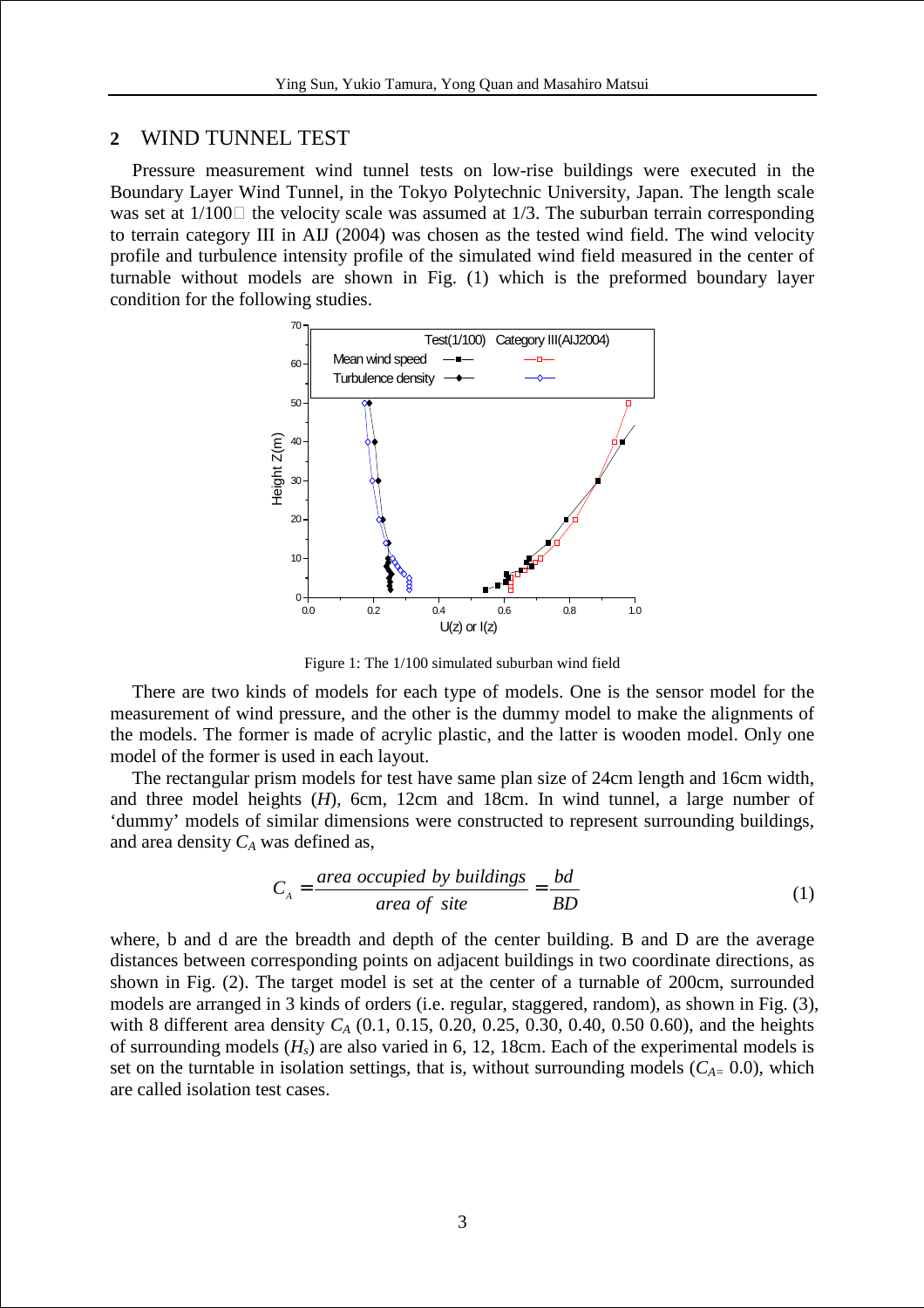## 2 WIND TUNNEL TEST

Pressure measurement wind tunnel tests on low-rise buildings were executed in the Boundary Layer Wind Tunnel, in the Tokyo Polytechnic University, Japan. The length scale was set at 1/100 the velocity scale was assumed at 1/3. The suburban terrain corresponding to terrain category III in AIJ (2004) was chosen as the tested wind field. The wind velocity profile and turbulence intensity profile of the simulated wind field measured in the center of turnable without models are shown in Fig. (1) which is the preformed boundary layer condition for the following studies.

Figure 1: The 1/100 simulated suburban wind field

There are two kinds of models for each type of models. One is the sensor model for the measurement of wind pressure, and the other is the dummy model to make the alignments of the models. The former is made of acrylic plastic, and the latter is wooden model. Only one model of the former is used in each layout.

The rectangular prism models for test have same plan size of 24cm length and 16cm width, and three model heights ($H$), 6cm, 12cm and 18cm. In wind tunnel, a large number of 'dummy' models of similar dimensions were constructed to represent surrounding buildings, and area density $C_A$ was defined as,

$$C_A = \frac{area\ occupied\ by\ buildings}{area\ of\ site} = \frac{bd}{BD} \tag{1}$$

where, b and d are the breadth and depth of the center building. B and D are the average distances between corresponding points on adjacent buildings in two coordinate directions, as shown in Fig. (2). The target model is set at the center of a turnable of 200cm, surrounded models are arranged in 3 kinds of orders (i.e. regular, staggered, random), as shown in Fig. (3), with 8 different area density $C_A$ (0.1, 0.15, 0.20, 0.25, 0.30, 0.40, 0.50 0.60), and the heights of surrounding models ($H_s$) are also varied in 6, 12, 18cm. Each of the experimental models is set on the turntable in isolation settings, that is, without surrounding models ($C_{A=}$ 0.0), which are called isolation test cases.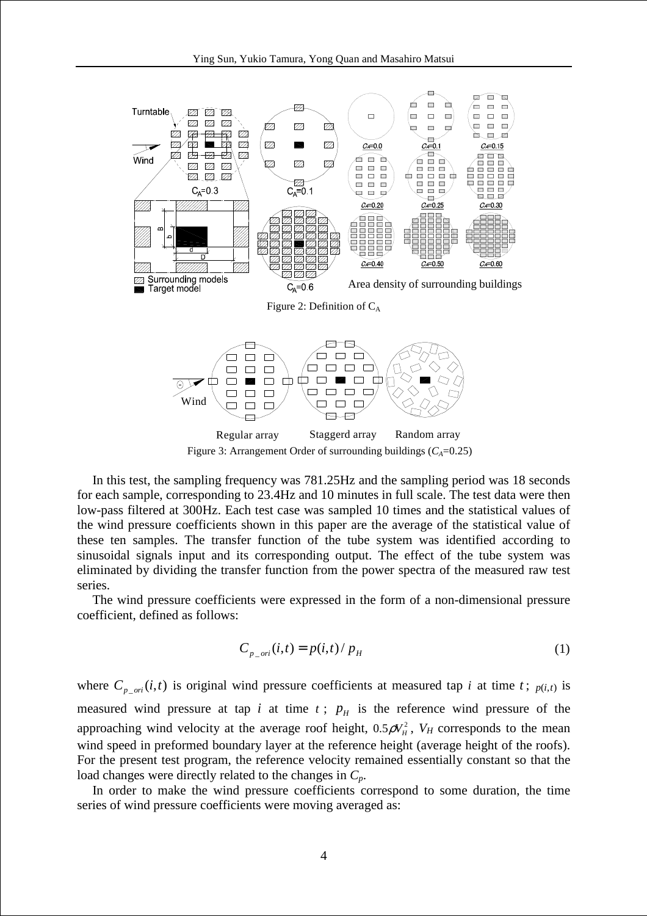Figure 2: Definition of $C_A$

Figure 3: Arrangement Order of surrounding buildings ($C_A$=0.25)

In this test, the sampling frequency was 781.25Hz and the sampling period was 18 seconds for each sample, corresponding to 23.4Hz and 10 minutes in full scale. The test data were then low-pass filtered at 300Hz. Each test case was sampled 10 times and the statistical values of the wind pressure coefficients shown in this paper are the average of the statistical value of these ten samples. The transfer function of the tube system was identified according to sinusoidal signals input and its corresponding output. The effect of the tube system was eliminated by dividing the transfer function from the power spectra of the measured raw test series.

The wind pressure coefficients were expressed in the form of a non-dimensional pressure coefficient, defined as follows:

$$C_{p\_ori}(i,t) = p(i,t)/\,p_H \tag{1}$$

where $C_{p\_ori}(i,t)$ is original wind pressure coefficients at measured tap $i$ at time $t$; $p(i,t)$ is measured wind pressure at tap $i$ at time $t$; $p_H$ is the reference wind pressure of the approaching wind velocity at the average roof height, $0.5\rho V_H^2$, $V_H$ corresponds to the mean wind speed in preformed boundary layer at the reference height (average height of the roofs). For the present test program, the reference velocity remained essentially constant so that the load changes were directly related to the changes in $C_p$.

In order to make the wind pressure coefficients correspond to some duration, the time series of wind pressure coefficients were moving averaged as: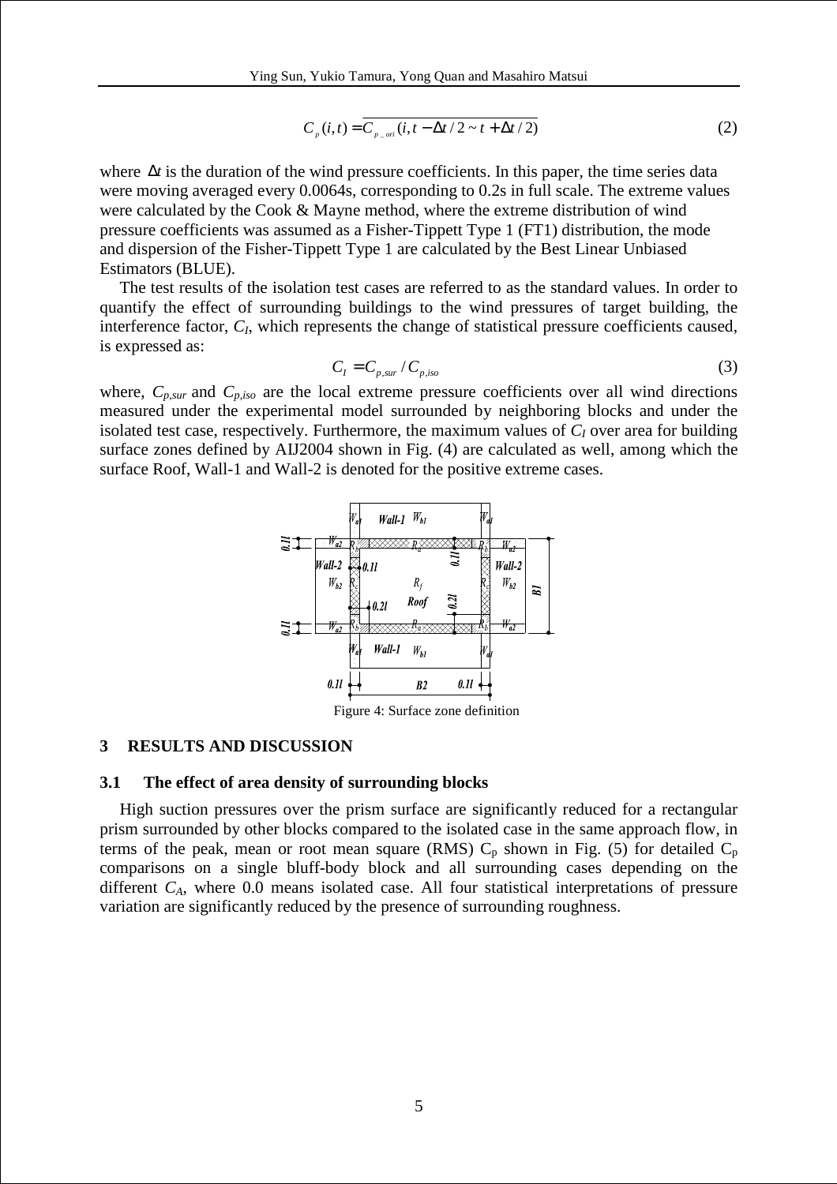$$C_p(i,t) = \overline{C_{p\_ori}(i, t - \Delta t/2 \sim t + \Delta t/2)} \quad (2)$$

where $\Delta t$ is the duration of the wind pressure coefficients. In this paper, the time series data were moving averaged every 0.0064s, corresponding to 0.2s in full scale. The extreme values were calculated by the Cook & Mayne method, where the extreme distribution of wind pressure coefficients was assumed as a Fisher-Tippett Type 1 (FT1) distribution, the mode and dispersion of the Fisher-Tippett Type 1 are calculated by the Best Linear Unbiased Estimators (BLUE).

The test results of the isolation test cases are referred to as the standard values. In order to quantify the effect of surrounding buildings to the wind pressures of target building, the interference factor, $C_I$, which represents the change of statistical pressure coefficients caused, is expressed as:

$$C_I = C_{p,sur} / C_{p,iso} \quad (3)$$

where, $C_{p,sur}$ and $C_{p,iso}$ are the local extreme pressure coefficients over all wind directions measured under the experimental model surrounded by neighboring blocks and under the isolated test case, respectively. Furthermore, the maximum values of $C_I$ over area for building surface zones defined by AIJ2004 shown in Fig. (4) are calculated as well, among which the surface Roof, Wall-1 and Wall-2 is denoted for the positive extreme cases.

Figure 4: Surface zone definition

## 3 RESULTS AND DISCUSSION

### 3.1 The effect of area density of surrounding blocks

High suction pressures over the prism surface are significantly reduced for a rectangular prism surrounded by other blocks compared to the isolated case in the same approach flow, in terms of the peak, mean or root mean square (RMS) $C_p$ shown in Fig. (5) for detailed $C_p$ comparisons on a single bluff-body block and all surrounding cases depending on the different $C_A$, where 0.0 means isolated case. All four statistical interpretations of pressure variation are significantly reduced by the presence of surrounding roughness.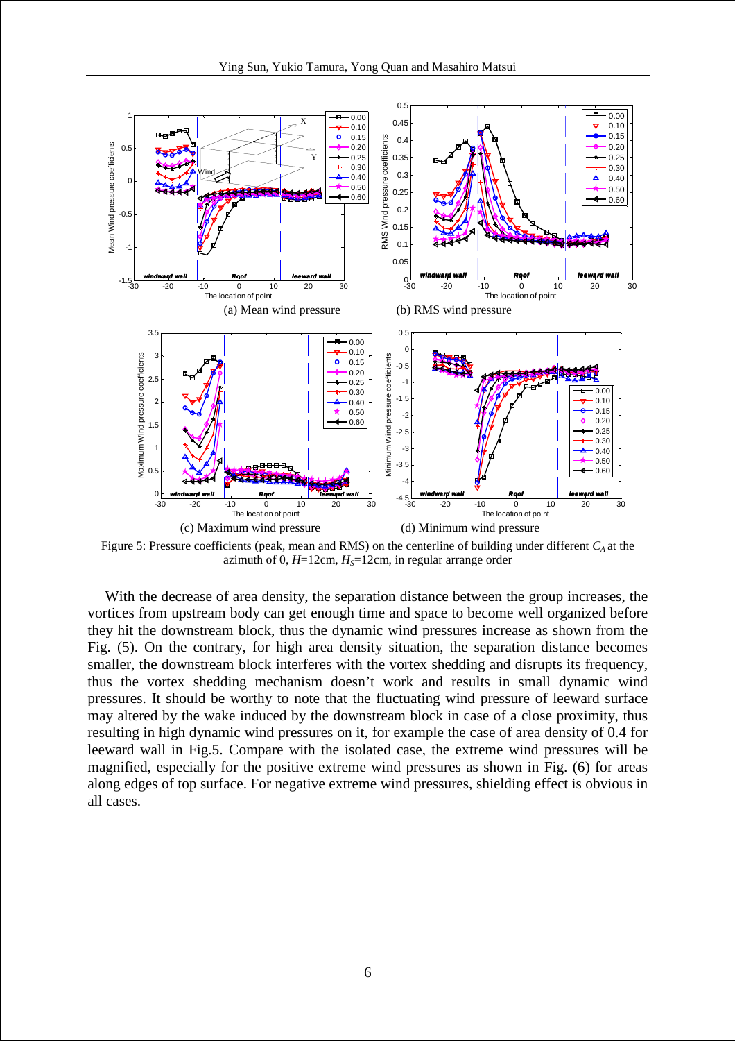(a) Mean wind pressure

(b) RMS wind pressure

(c) Maximum wind pressure

(d) Minimum wind pressure

Figure 5: Pressure coefficients (peak, mean and RMS) on the centerline of building under different $C_A$ at the azimuth of 0, $H$=12cm, $H_S$=12cm, in regular arrange order

With the decrease of area density, the separation distance between the group increases, the vortices from upstream body can get enough time and space to become well organized before they hit the downstream block, thus the dynamic wind pressures increase as shown from the Fig. (5). On the contrary, for high area density situation, the separation distance becomes smaller, the downstream block interferes with the vortex shedding and disrupts its frequency, thus the vortex shedding mechanism doesn't work and results in small dynamic wind pressures. It should be worthy to note that the fluctuating wind pressure of leeward surface may altered by the wake induced by the downstream block in case of a close proximity, thus resulting in high dynamic wind pressures on it, for example the case of area density of 0.4 for leeward wall in Fig.5. Compare with the isolated case, the extreme wind pressures will be magnified, especially for the positive extreme wind pressures as shown in Fig. (6) for areas along edges of top surface. For negative extreme wind pressures, shielding effect is obvious in all cases.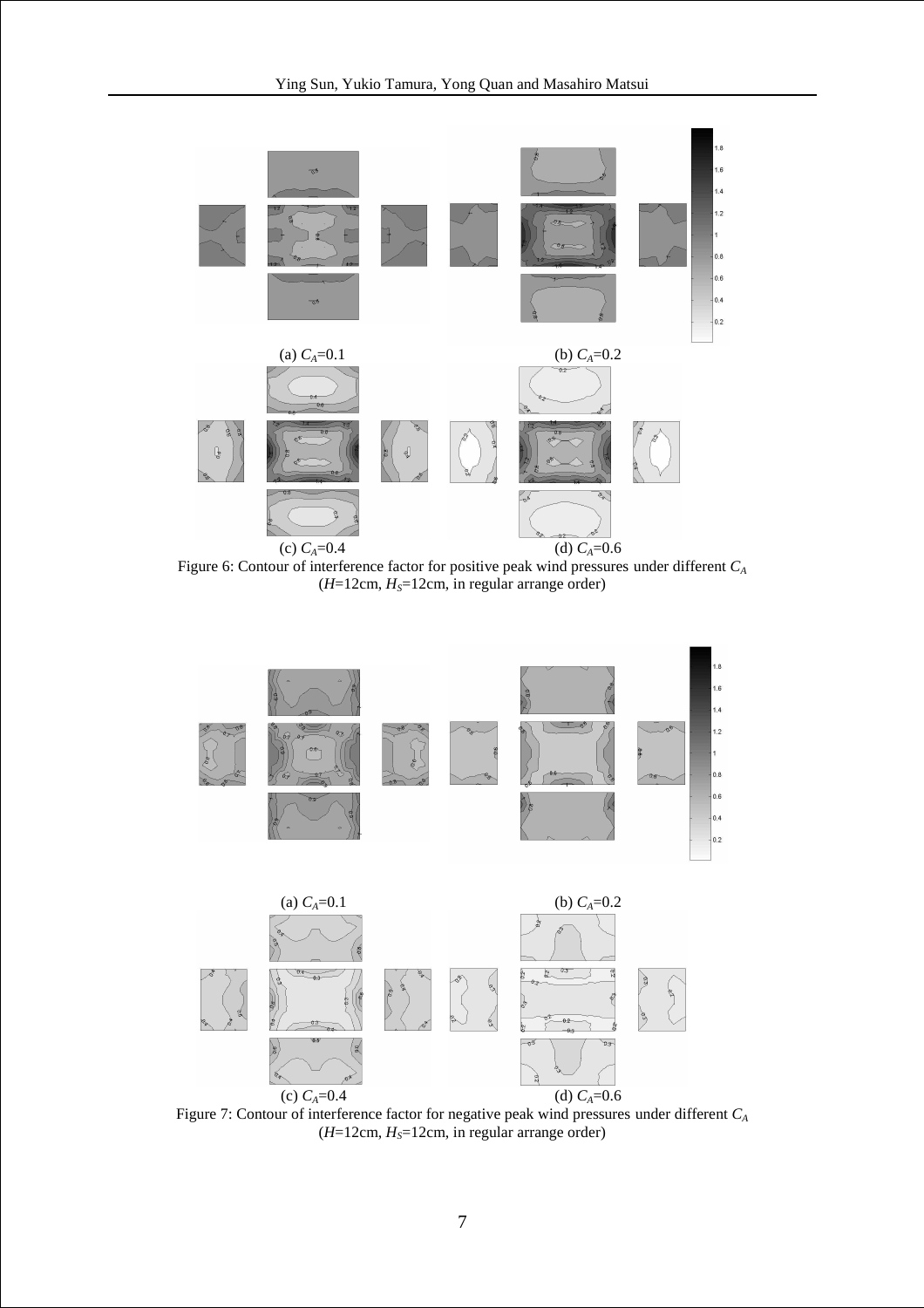(a) $C_A$=0.1 (b) $C_A$=0.2

(c) $C_A$=0.4 (d) $C_A$=0.6

Figure 6: Contour of interference factor for positive peak wind pressures under different $C_A$ ($H$=12cm, $H_S$=12cm, in regular arrange order)

(a) $C_A$=0.1 (b) $C_A$=0.2

(c) $C_A$=0.4 (d) $C_A$=0.6

Figure 7: Contour of interference factor for negative peak wind pressures under different $C_A$ ($H$=12cm, $H_S$=12cm, in regular arrange order)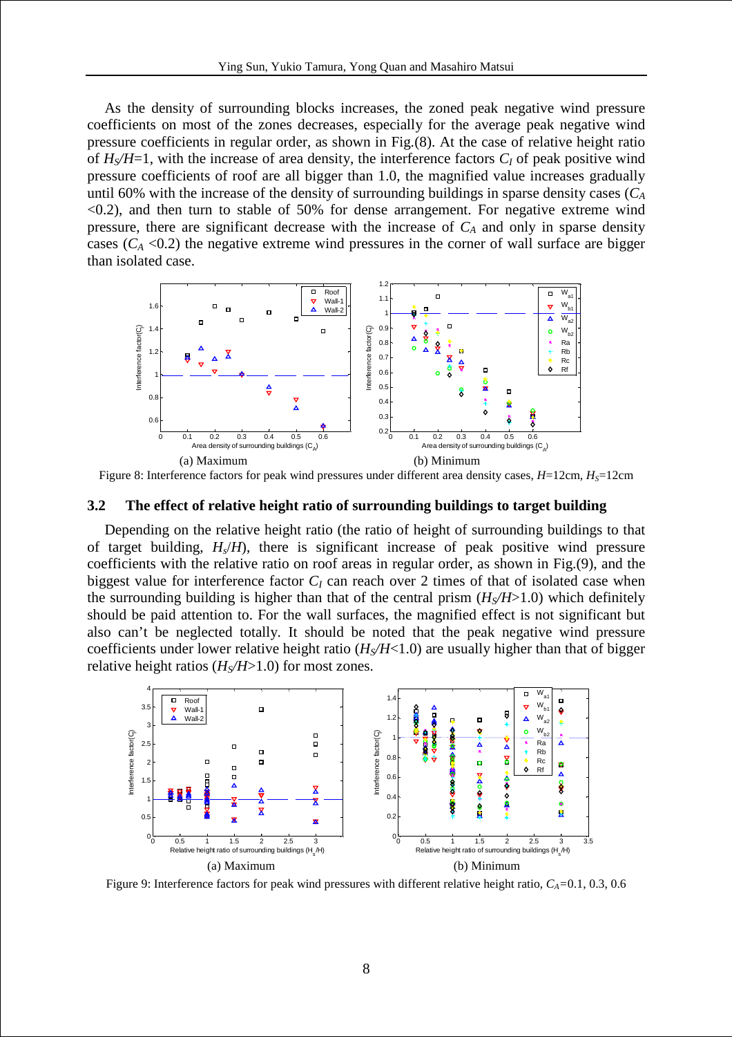As the density of surrounding blocks increases, the zoned peak negative wind pressure coefficients on most of the zones decreases, especially for the average peak negative wind pressure coefficients in regular order, as shown in Fig.(8). At the case of relative height ratio of $H_S/H$=1, with the increase of area density, the interference factors $C_I$ of peak positive wind pressure coefficients of roof are all bigger than 1.0, the magnified value increases gradually until 60% with the increase of the density of surrounding buildings in sparse density cases ($C_A$ <0.2), and then turn to stable of 50% for dense arrangement. For negative extreme wind pressure, there are significant decrease with the increase of $C_A$ and only in sparse density cases ($C_A$ <0.2) the negative extreme wind pressures in the corner of wall surface are bigger than isolated case.

(a) Maximum (b) Minimum

Figure 8: Interference factors for peak wind pressures under different area density cases, $H$=12cm, $H_S$=12cm

## 3.2 The effect of relative height ratio of surrounding buildings to target building

Depending on the relative height ratio (the ratio of height of surrounding buildings to that of target building, $H_S/H$), there is significant increase of peak positive wind pressure coefficients with the relative ratio on roof areas in regular order, as shown in Fig.(9), and the biggest value for interference factor $C_I$ can reach over 2 times of that of isolated case when the surrounding building is higher than that of the central prism ($H_S/H$>1.0) which definitely should be paid attention to. For the wall surfaces, the magnified effect is not significant but also can't be neglected totally. It should be noted that the peak negative wind pressure coefficients under lower relative height ratio ($H_S/H$<1.0) are usually higher than that of bigger relative height ratios ($H_S/H$>1.0) for most zones.

(a) Maximum (b) Minimum

Figure 9: Interference factors for peak wind pressures with different relative height ratio, $C_A$=0.1, 0.3, 0.6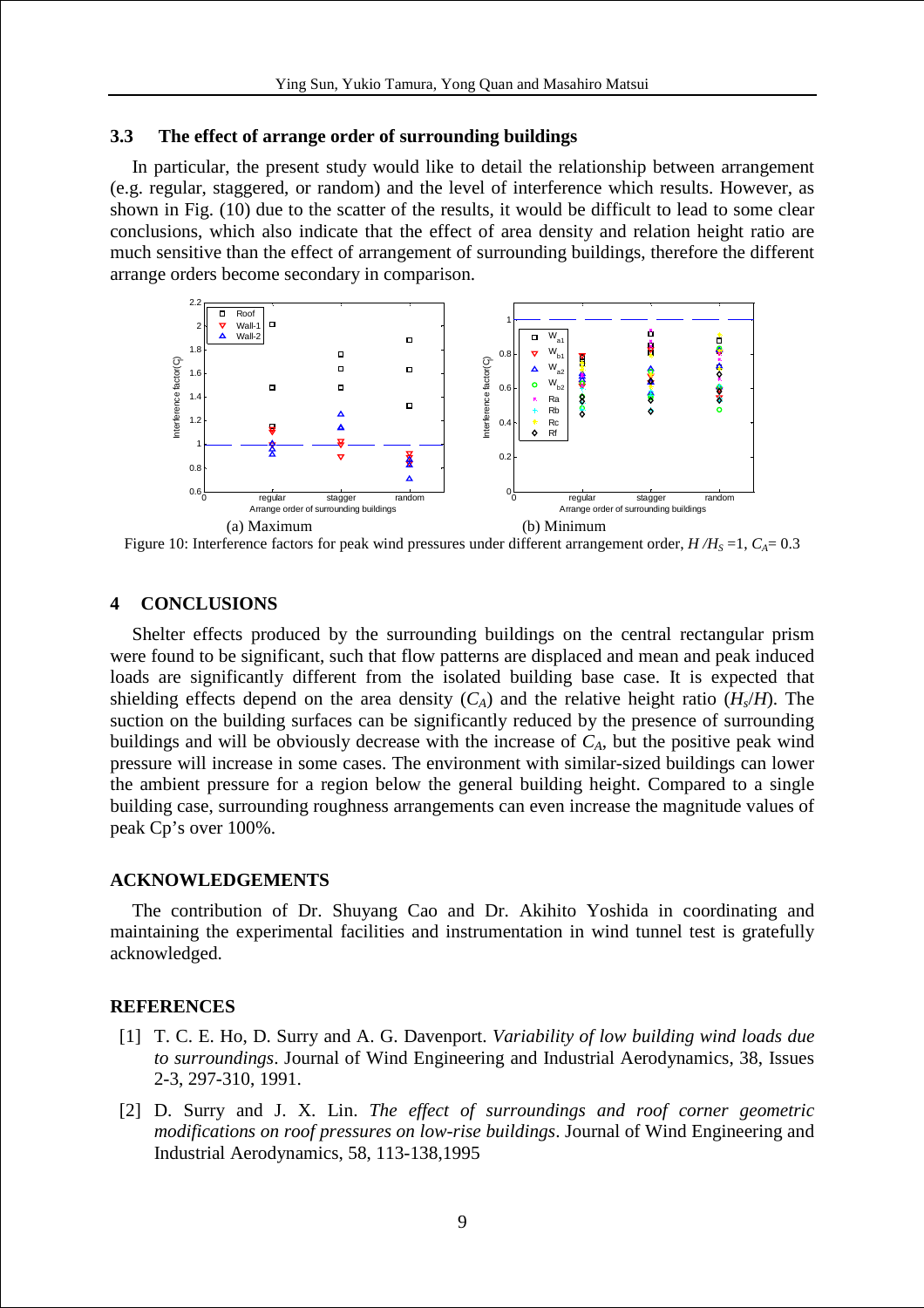### 3.3 The effect of arrange order of surrounding buildings

In particular, the present study would like to detail the relationship between arrangement (e.g. regular, staggered, or random) and the level of interference which results. However, as shown in Fig. (10) due to the scatter of the results, it would be difficult to lead to some clear conclusions, which also indicate that the effect of area density and relation height ratio are much sensitive than the effect of arrangement of surrounding buildings, therefore the different arrange orders become secondary in comparison.

(a) Maximum (b) Minimum

Figure 10: Interference factors for peak wind pressures under different arrangement order, $H/H_S$ =1, $C_A$= 0.3

## 4 CONCLUSIONS

Shelter effects produced by the surrounding buildings on the central rectangular prism were found to be significant, such that flow patterns are displaced and mean and peak induced loads are significantly different from the isolated building base case. It is expected that shielding effects depend on the area density ($C_A$) and the relative height ratio ($H_s/H$). The suction on the building surfaces can be significantly reduced by the presence of surrounding buildings and will be obviously decrease with the increase of $C_A$, but the positive peak wind pressure will increase in some cases. The environment with similar-sized buildings can lower the ambient pressure for a region below the general building height. Compared to a single building case, surrounding roughness arrangements can even increase the magnitude values of peak Cp's over 100%.

## ACKNOWLEDGEMENTS

The contribution of Dr. Shuyang Cao and Dr. Akihito Yoshida in coordinating and maintaining the experimental facilities and instrumentation in wind tunnel test is gratefully acknowledged.

## REFERENCES

[1] T. C. E. Ho, D. Surry and A. G. Davenport. *Variability of low building wind loads due to surroundings*. Journal of Wind Engineering and Industrial Aerodynamics, 38, Issues 2-3, 297-310, 1991.

[2] D. Surry and J. X. Lin. *The effect of surroundings and roof corner geometric modifications on roof pressures on low-rise buildings*. Journal of Wind Engineering and Industrial Aerodynamics, 58, 113-138,1995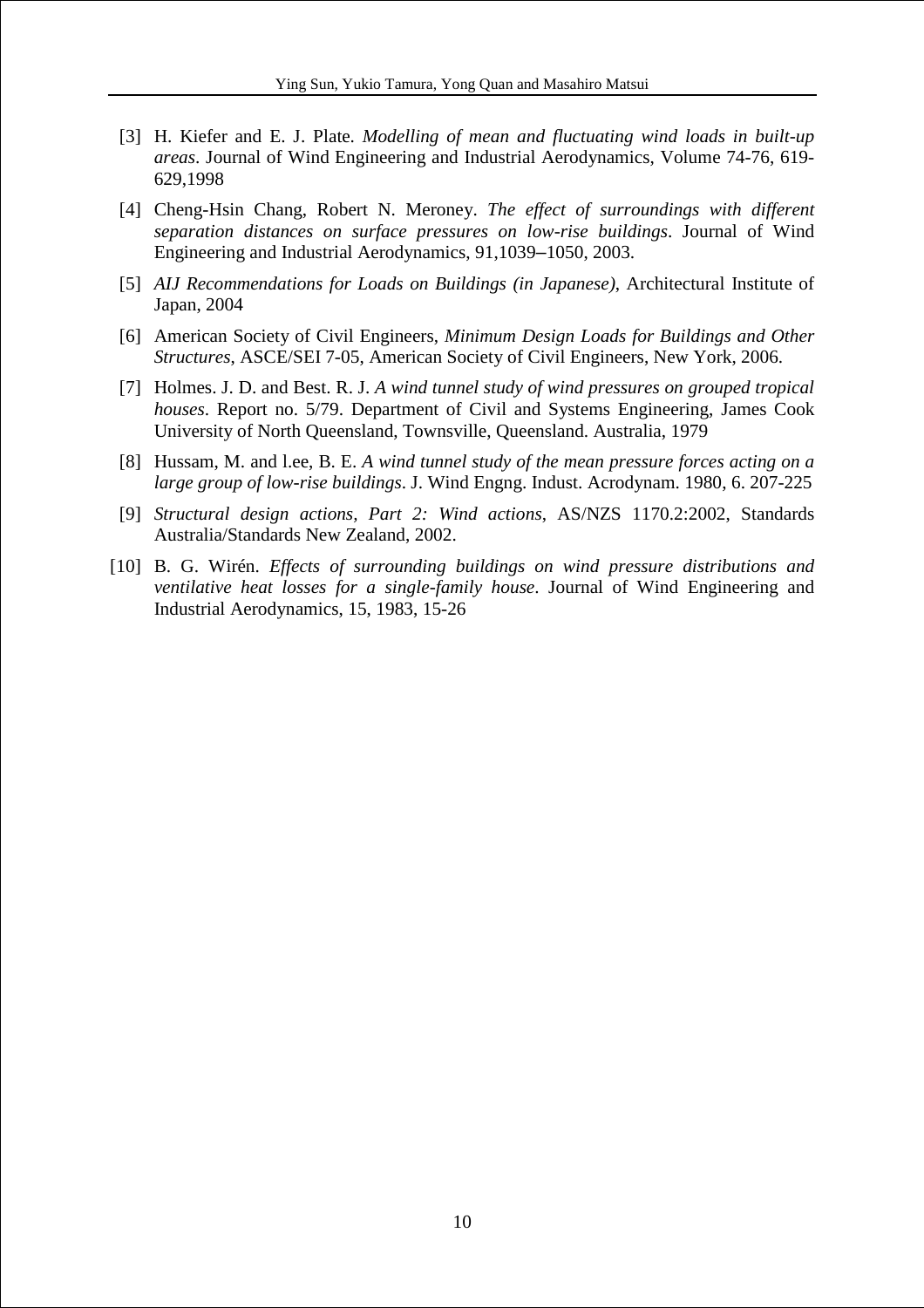[3] H. Kiefer and E. J. Plate. *Modelling of mean and fluctuating wind loads in built-up areas*. Journal of Wind Engineering and Industrial Aerodynamics, Volume 74-76, 619-629,1998

[4] Cheng-Hsin Chang, Robert N. Meroney. *The effect of surroundings with different separation distances on surface pressures on low-rise buildings*. Journal of Wind Engineering and Industrial Aerodynamics, 91,1039–1050, 2003.

[5] *AIJ Recommendations for Loads on Buildings (in Japanese)*, Architectural Institute of Japan, 2004

[6] American Society of Civil Engineers, *Minimum Design Loads for Buildings and Other Structures*, ASCE/SEI 7-05, American Society of Civil Engineers, New York, 2006.

[7] Holmes. J. D. and Best. R. J. *A wind tunnel study of wind pressures on grouped tropical houses*. Report no. 5/79. Department of Civil and Systems Engineering, James Cook University of North Queensland, Townsville, Queensland. Australia, 1979

[8] Hussam, M. and l.ee, B. E. *A wind tunnel study of the mean pressure forces acting on a large group of low-rise buildings*. J. Wind Engng. Indust. Acrodynam. 1980, 6. 207-225

[9] *Structural design actions, Part 2: Wind actions*, AS/NZS 1170.2:2002, Standards Australia/Standards New Zealand, 2002.

[10] B. G. Wirén. *Effects of surrounding buildings on wind pressure distributions and ventilative heat losses for a single-family house*. Journal of Wind Engineering and Industrial Aerodynamics, 15, 1983, 15-26